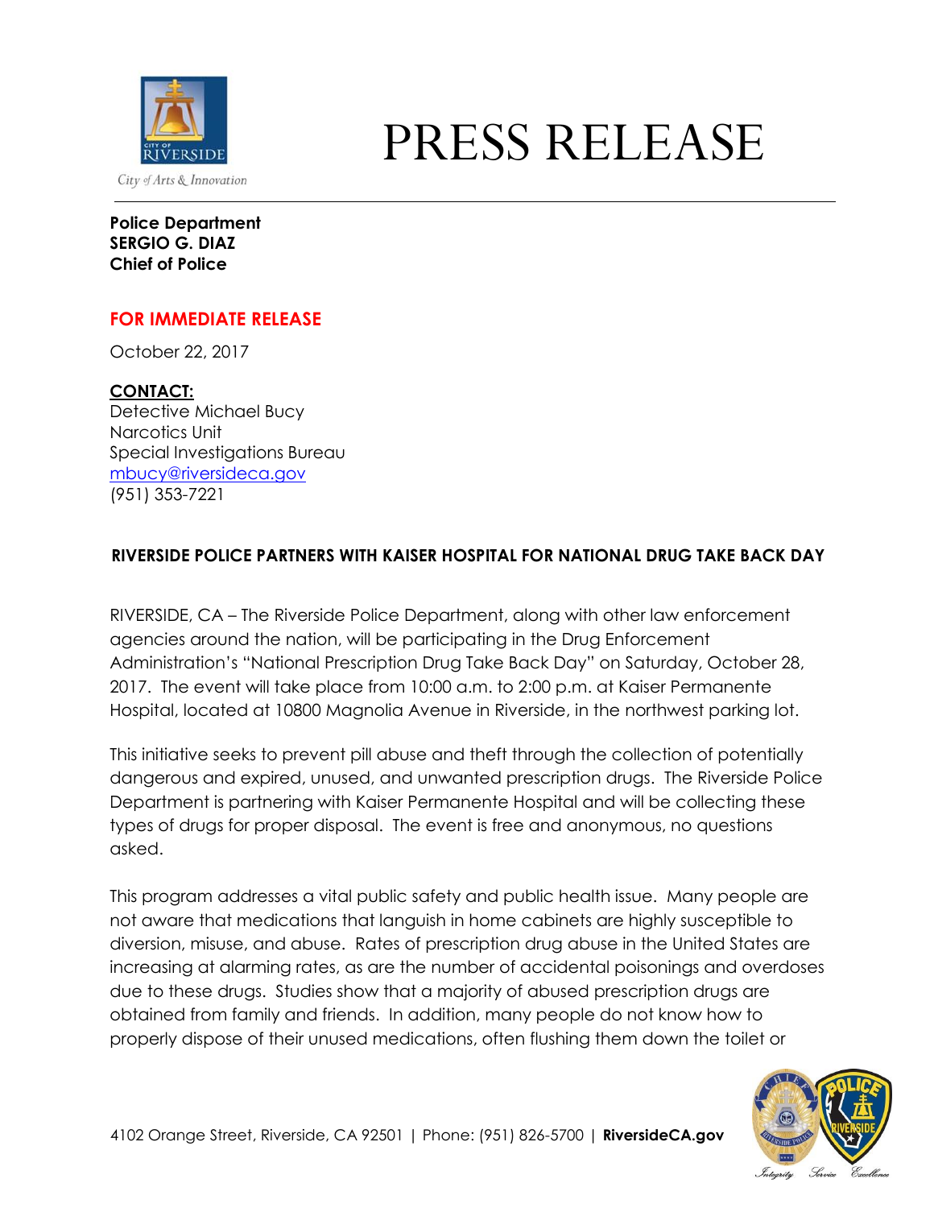# PRESS RELEASE

City of Arts & Innovation

**Police Department**
**SERGIO G. DIAZ**
**Chief of Police**

**FOR IMMEDIATE RELEASE**

October 22, 2017

**CONTACT:**
Detective Michael Bucy
Narcotics Unit
Special Investigations Bureau
mbucy@riversideca.gov
(951) 353-7221

**RIVERSIDE POLICE PARTNERS WITH KAISER HOSPITAL FOR NATIONAL DRUG TAKE BACK DAY**

RIVERSIDE, CA – The Riverside Police Department, along with other law enforcement agencies around the nation, will be participating in the Drug Enforcement Administration's "National Prescription Drug Take Back Day" on Saturday, October 28, 2017. The event will take place from 10:00 a.m. to 2:00 p.m. at Kaiser Permanente Hospital, located at 10800 Magnolia Avenue in Riverside, in the northwest parking lot.

This initiative seeks to prevent pill abuse and theft through the collection of potentially dangerous and expired, unused, and unwanted prescription drugs. The Riverside Police Department is partnering with Kaiser Permanente Hospital and will be collecting these types of drugs for proper disposal. The event is free and anonymous, no questions asked.

This program addresses a vital public safety and public health issue. Many people are not aware that medications that languish in home cabinets are highly susceptible to diversion, misuse, and abuse. Rates of prescription drug abuse in the United States are increasing at alarming rates, as are the number of accidental poisonings and overdoses due to these drugs. Studies show that a majority of abused prescription drugs are obtained from family and friends. In addition, many people do not know how to properly dispose of their unused medications, often flushing them down the toilet or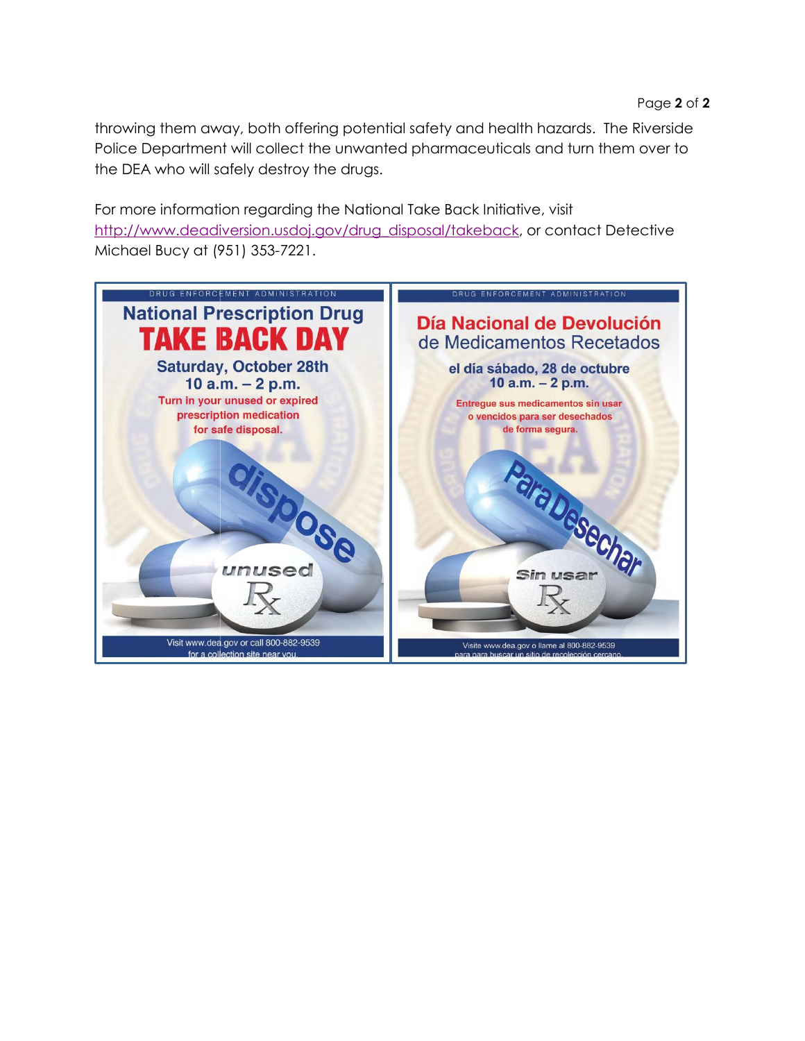throwing them away, both offering potential safety and health hazards. The Riverside Police Department will collect the unwanted pharmaceuticals and turn them over to the DEA who will safely destroy the drugs.

For more information regarding the National Take Back Initiative, visit http://www.deadiversion.usdoj.gov/drug_disposal/takeback, or contact Detective Michael Bucy at (951) 353-7221.

DRUG ENFORCEMENT ADMINISTRATION

**National Prescription Drug**

**TAKE BACK DAY**

**Saturday, October 28th**
**10 a.m. – 2 p.m.**

**Turn in your unused or expired prescription medication for safe disposal.**

dispose

unused

Rx

Visit www.dea.gov or call 800-882-9539 for a collection site near you.

DRUG ENFORCEMENT ADMINISTRATION

**Día Nacional de Devolución de Medicamentos Recetados**

**el día sábado, 28 de octubre**
**10 a.m. – 2 p.m.**

**Entregue sus medicamentos sin usar o vencidos para ser desechados de forma segura.**

Para Desechar

Sin usar

Rx

Visite www.dea.gov o llame al 800-882-9539 para para buscar un sitio de recolección cercano.